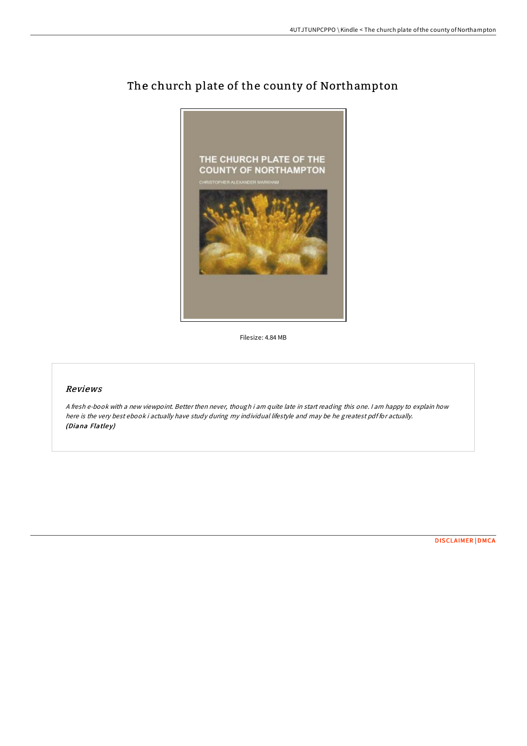# The church plate of the county of Northampton

Filesize: 4.84 MB

## Reviews

*A fresh e-book with a new viewpoint. Better then never, though i am quite late in start reading this one. I am happy to explain how here is the very best ebook i actually have study during my individual lifestyle and may be he greatest pdf for actually.*
*(Diana Flatley)*

DISCLAIMER | DMCA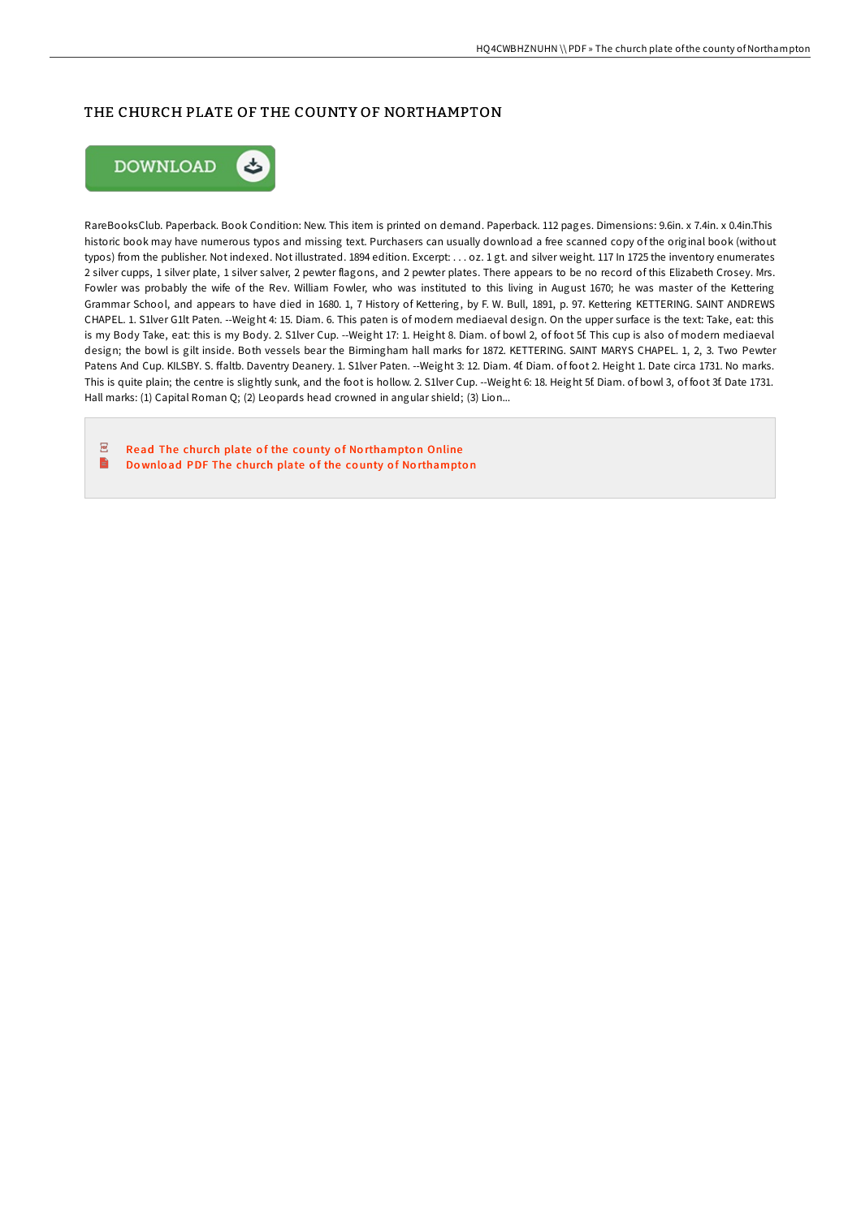# THE CHURCH PLATE OF THE COUNTY OF NORTHAMPTON

RareBooksClub. Paperback. Book Condition: New. This item is printed on demand. Paperback. 112 pages. Dimensions: 9.6in. x 7.4in. x 0.4in.This historic book may have numerous typos and missing text. Purchasers can usually download a free scanned copy of the original book (without typos) from the publisher. Not indexed. Not illustrated. 1894 edition. Excerpt: . . . oz. 1 gt. and silver weight. 117 In 1725 the inventory enumerates 2 silver cupps, 1 silver plate, 1 silver salver, 2 pewter flagons, and 2 pewter plates. There appears to be no record of this Elizabeth Crosey. Mrs. Fowler was probably the wife of the Rev. William Fowler, who was instituted to this living in August 1670; he was master of the Kettering Grammar School, and appears to have died in 1680. 1, 7 History of Kettering, by F. W. Bull, 1891, p. 97. Kettering KETTERING. SAINT ANDREWS CHAPEL. 1. S1lver G1lt Paten. --Weight 4: 15. Diam. 6. This paten is of modern mediaeval design. On the upper surface is the text: Take, eat: this is my Body Take, eat: this is my Body. 2. S1lver Cup. --Weight 17: 1. Height 8. Diam. of bowl 2, of foot 5f. This cup is also of modern mediaeval design; the bowl is gilt inside. Both vessels bear the Birmingham hall marks for 1872. KETTERING. SAINT MARYS CHAPEL. 1, 2, 3. Two Pewter Patens And Cup. KILSBY. S. ffaltb. Daventry Deanery. 1. S1lver Paten. --Weight 3: 12. Diam. 4f. Diam. of foot 2. Height 1. Date circa 1731. No marks. This is quite plain; the centre is slightly sunk, and the foot is hollow. 2. S1lver Cup. --Weight 6: 18. Height 5f. Diam. of bowl 3, of foot 3f. Date 1731. Hall marks: (1) Capital Roman Q; (2) Leopards head crowned in angular shield; (3) Lion...

Read The church plate of the county of Northampton Online

Download PDF The church plate of the county of Northampton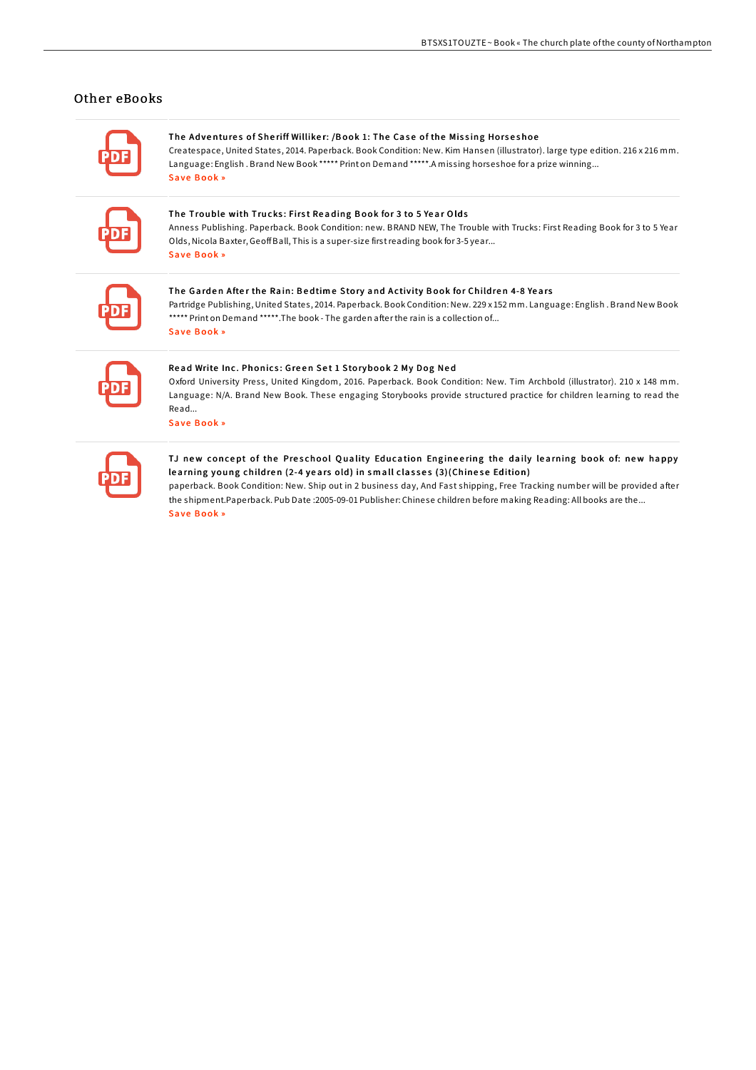## Other eBooks

**The Adventures of Sheriff Williker: /Book 1: The Case of the Missing Horseshoe**

Createspace, United States, 2014. Paperback. Book Condition: New. Kim Hansen (illustrator). large type edition. 216 x 216 mm. Language: English . Brand New Book ***** Print on Demand *****.A missing horseshoe for a prize winning...

Save Book »

**The Trouble with Trucks: First Reading Book for 3 to 5 Year Olds**

Anness Publishing. Paperback. Book Condition: new. BRAND NEW, The Trouble with Trucks: First Reading Book for 3 to 5 Year Olds, Nicola Baxter, Geoff Ball, This is a super-size first reading book for 3-5 year...

Save Book »

**The Garden After the Rain: Bedtime Story and Activity Book for Children 4-8 Years**

Partridge Publishing, United States, 2014. Paperback. Book Condition: New. 229 x 152 mm. Language: English . Brand New Book ***** Print on Demand *****.The book - The garden after the rain is a collection of...

Save Book »

**Read Write Inc. Phonics: Green Set 1 Storybook 2 My Dog Ned**

Oxford University Press, United Kingdom, 2016. Paperback. Book Condition: New. Tim Archbold (illustrator). 210 x 148 mm. Language: N/A. Brand New Book. These engaging Storybooks provide structured practice for children learning to read the Read...

Save Book »

**TJ new concept of the Preschool Quality Education Engineering the daily learning book of: new happy learning young children (2-4 years old) in small classes (3)(Chinese Edition)**

paperback. Book Condition: New. Ship out in 2 business day, And Fast shipping, Free Tracking number will be provided after the shipment.Paperback. Pub Date :2005-09-01 Publisher: Chinese children before making Reading: All books are the...

Save Book »